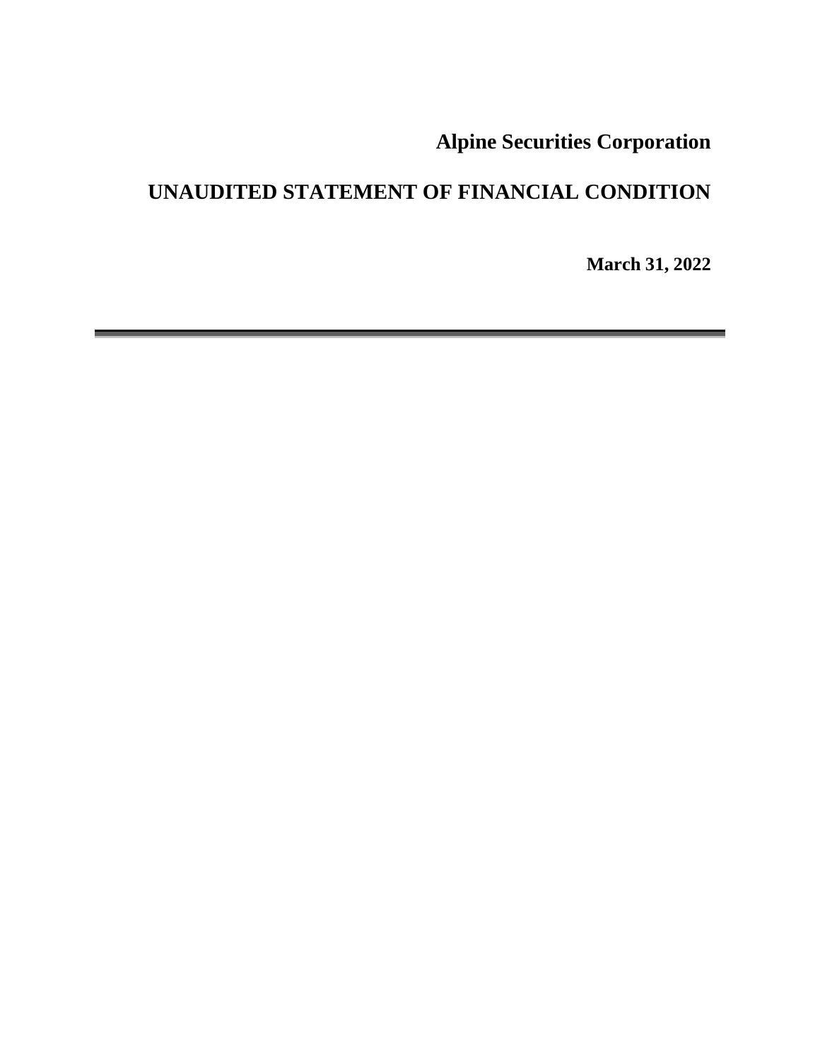**Alpine Securities Corporation**

# UNAUDITED STATEMENT OF FINANCIAL CONDITION

**March 31, 2022**

---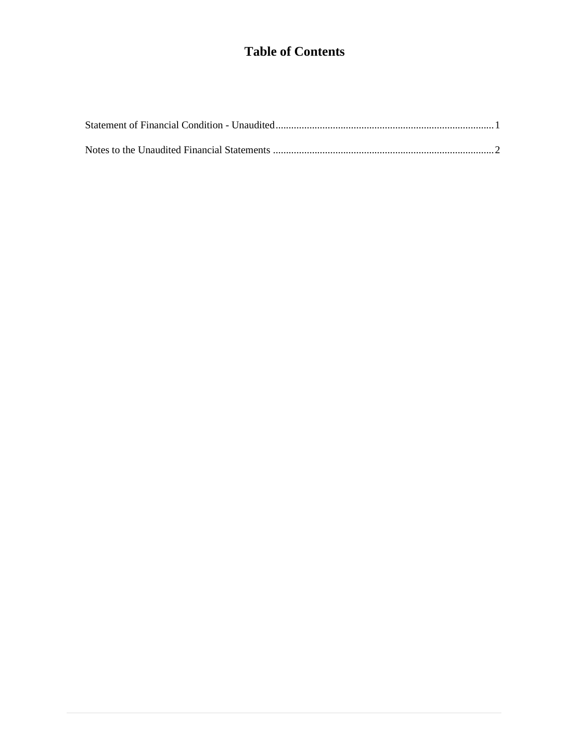# Table of Contents

Statement of Financial Condition - Unaudited .......... 1

Notes to the Unaudited Financial Statements .......... 2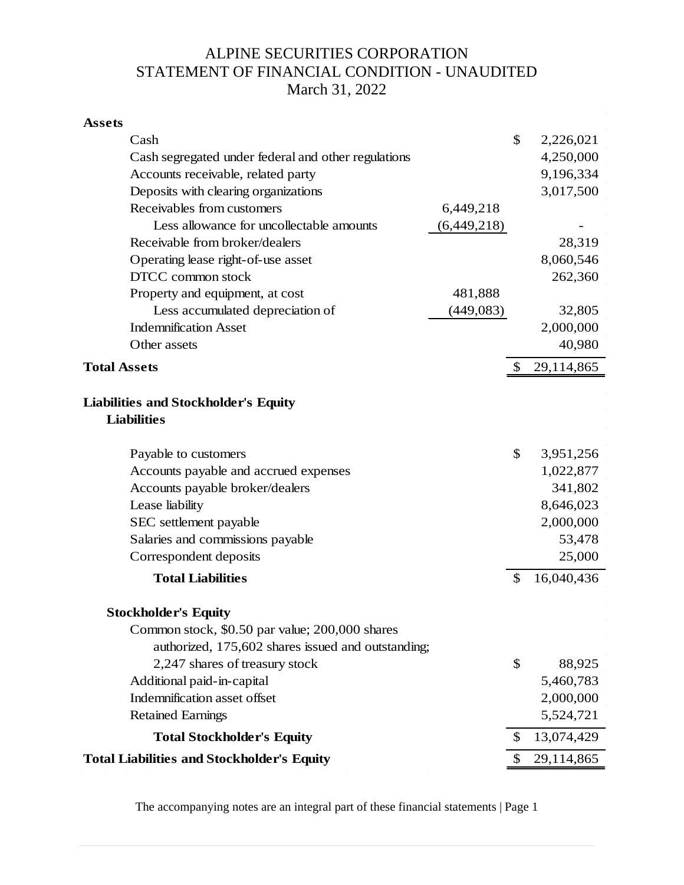# ALPINE SECURITIES CORPORATION

## STATEMENT OF FINANCIAL CONDITION - UNAUDITED

### March 31, 2022

| | | |
|---|---|---|
| **Assets** | | |
| Cash | | $ 2,226,021 |
| Cash segregated under federal and other regulations | | 4,250,000 |
| Accounts receivable, related party | | 9,196,334 |
| Deposits with clearing organizations | | 3,017,500 |
| Receivables from customers | 6,449,218 | |
| Less allowance for uncollectable amounts | (6,449,218) | - |
| Receivable from broker/dealers | | 28,319 |
| Operating lease right-of-use asset | | 8,060,546 |
| DTCC common stock | | 262,360 |
| Property and equipment, at cost | 481,888 | |
| Less accumulated depreciation of | (449,083) | 32,805 |
| Indemnification Asset | | 2,000,000 |
| Other assets | | 40,980 |
| **Total Assets** | | $ 29,114,865 |
| | | |
| **Liabilities and Stockholder's Equity** | | |
| **Liabilities** | | |
| Payable to customers | | $ 3,951,256 |
| Accounts payable and accrued expenses | | 1,022,877 |
| Accounts payable broker/dealers | | 341,802 |
| Lease liability | | 8,646,023 |
| SEC settlement payable | | 2,000,000 |
| Salaries and commissions payable | | 53,478 |
| Correspondent deposits | | 25,000 |
| **Total Liabilities** | | $ 16,040,436 |
| | | |
| **Stockholder's Equity** | | |
| Common stock, $0.50 par value; 200,000 shares authorized, 175,602 shares issued and outstanding; 2,247 shares of treasury stock | | $ 88,925 |
| Additional paid-in-capital | | 5,460,783 |
| Indemnification asset offset | | 2,000,000 |
| Retained Earnings | | 5,524,721 |
| **Total Stockholder's Equity** | | $ 13,074,429 |
| **Total Liabilities and Stockholder's Equity** | | $ 29,114,865 |

The accompanying notes are an integral part of these financial statements | Page 1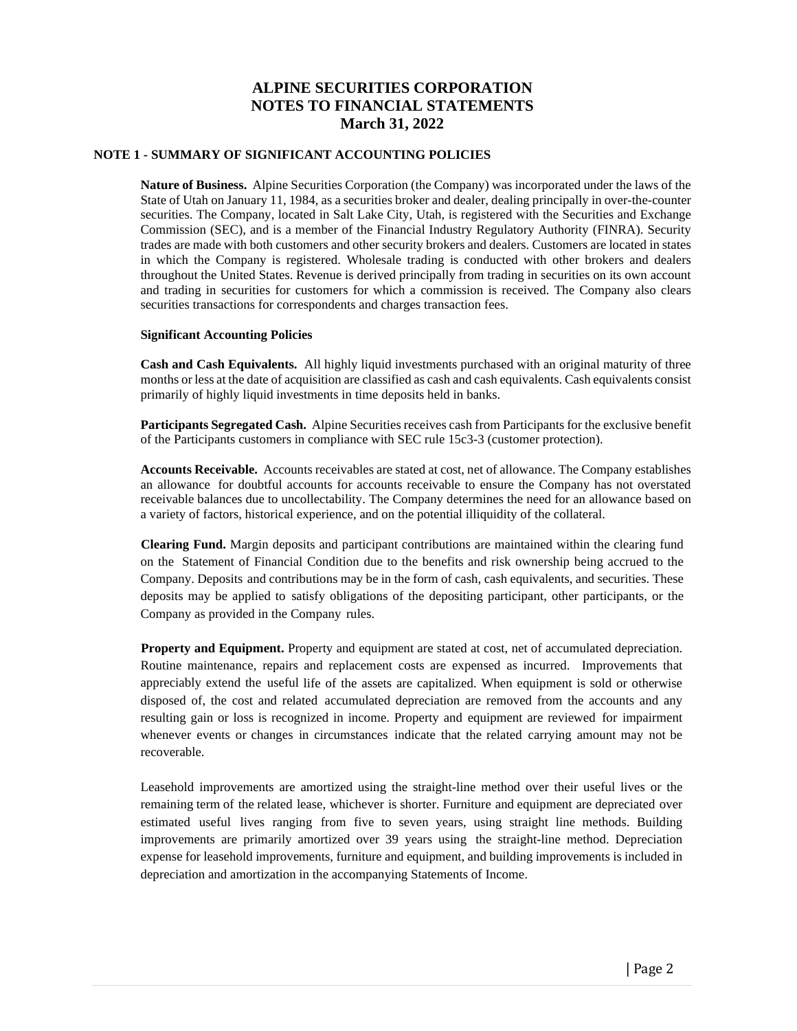# ALPINE SECURITIES CORPORATION
# NOTES TO FINANCIAL STATEMENTS
# March 31, 2022

## NOTE 1 - SUMMARY OF SIGNIFICANT ACCOUNTING POLICIES

**Nature of Business.** Alpine Securities Corporation (the Company) was incorporated under the laws of the State of Utah on January 11, 1984, as a securities broker and dealer, dealing principally in over-the-counter securities. The Company, located in Salt Lake City, Utah, is registered with the Securities and Exchange Commission (SEC), and is a member of the Financial Industry Regulatory Authority (FINRA). Security trades are made with both customers and other security brokers and dealers. Customers are located in states in which the Company is registered. Wholesale trading is conducted with other brokers and dealers throughout the United States. Revenue is derived principally from trading in securities on its own account and trading in securities for customers for which a commission is received. The Company also clears securities transactions for correspondents and charges transaction fees.

**Significant Accounting Policies**

**Cash and Cash Equivalents.** All highly liquid investments purchased with an original maturity of three months or less at the date of acquisition are classified as cash and cash equivalents. Cash equivalents consist primarily of highly liquid investments in time deposits held in banks.

**Participants Segregated Cash.** Alpine Securities receives cash from Participants for the exclusive benefit of the Participants customers in compliance with SEC rule 15c3-3 (customer protection).

**Accounts Receivable.** Accounts receivables are stated at cost, net of allowance. The Company establishes an allowance for doubtful accounts for accounts receivable to ensure the Company has not overstated receivable balances due to uncollectability. The Company determines the need for an allowance based on a variety of factors, historical experience, and on the potential illiquidity of the collateral.

**Clearing Fund.** Margin deposits and participant contributions are maintained within the clearing fund on the Statement of Financial Condition due to the benefits and risk ownership being accrued to the Company. Deposits and contributions may be in the form of cash, cash equivalents, and securities. These deposits may be applied to satisfy obligations of the depositing participant, other participants, or the Company as provided in the Company rules.

**Property and Equipment.** Property and equipment are stated at cost, net of accumulated depreciation. Routine maintenance, repairs and replacement costs are expensed as incurred. Improvements that appreciably extend the useful life of the assets are capitalized. When equipment is sold or otherwise disposed of, the cost and related accumulated depreciation are removed from the accounts and any resulting gain or loss is recognized in income. Property and equipment are reviewed for impairment whenever events or changes in circumstances indicate that the related carrying amount may not be recoverable.

Leasehold improvements are amortized using the straight-line method over their useful lives or the remaining term of the related lease, whichever is shorter. Furniture and equipment are depreciated over estimated useful lives ranging from five to seven years, using straight line methods. Building improvements are primarily amortized over 39 years using the straight-line method. Depreciation expense for leasehold improvements, furniture and equipment, and building improvements is included in depreciation and amortization in the accompanying Statements of Income.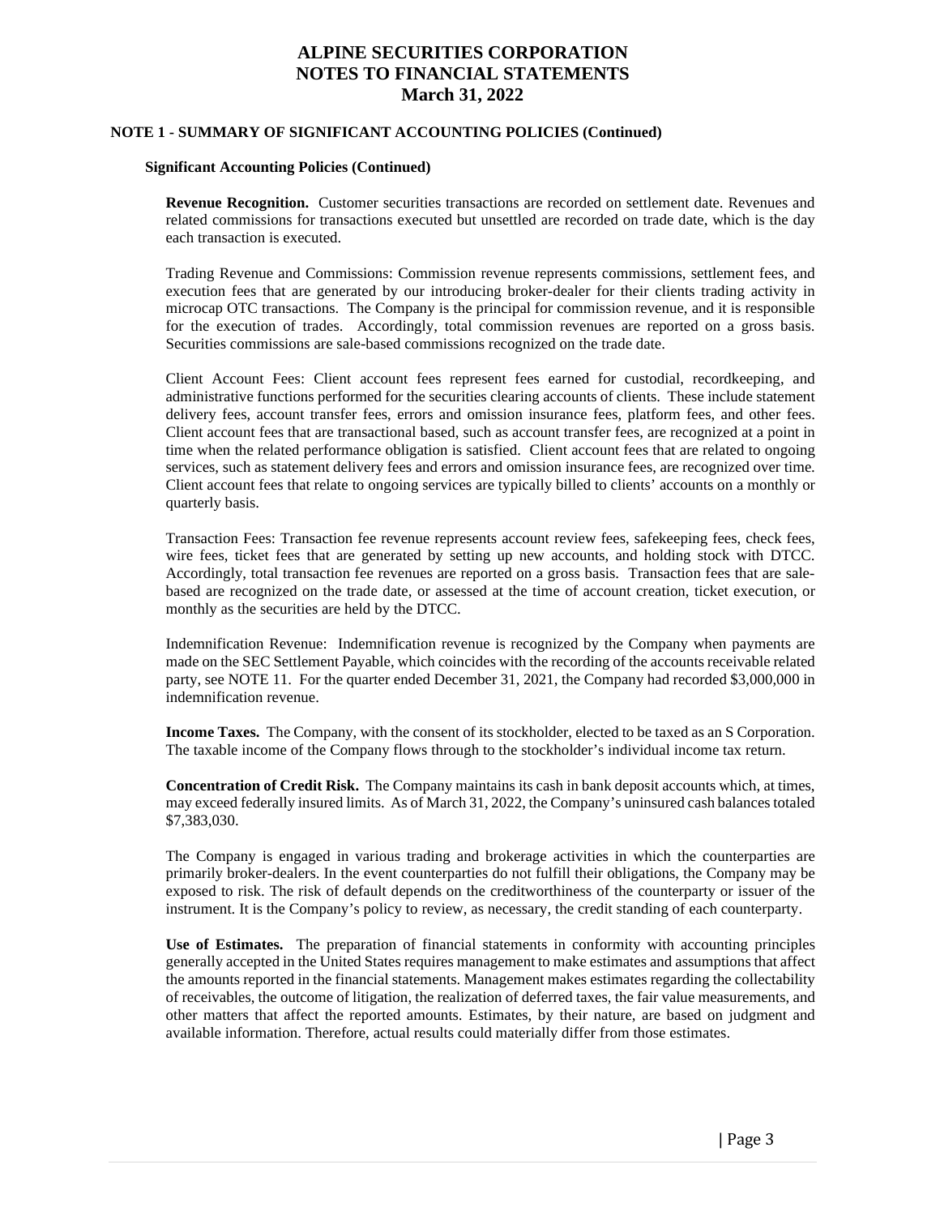# ALPINE SECURITIES CORPORATION
# NOTES TO FINANCIAL STATEMENTS
# March 31, 2022

## NOTE 1 - SUMMARY OF SIGNIFICANT ACCOUNTING POLICIES (Continued)

### Significant Accounting Policies (Continued)

**Revenue Recognition.** Customer securities transactions are recorded on settlement date. Revenues and related commissions for transactions executed but unsettled are recorded on trade date, which is the day each transaction is executed.

Trading Revenue and Commissions: Commission revenue represents commissions, settlement fees, and execution fees that are generated by our introducing broker-dealer for their clients trading activity in microcap OTC transactions. The Company is the principal for commission revenue, and it is responsible for the execution of trades. Accordingly, total commission revenues are reported on a gross basis. Securities commissions are sale-based commissions recognized on the trade date.

Client Account Fees: Client account fees represent fees earned for custodial, recordkeeping, and administrative functions performed for the securities clearing accounts of clients. These include statement delivery fees, account transfer fees, errors and omission insurance fees, platform fees, and other fees. Client account fees that are transactional based, such as account transfer fees, are recognized at a point in time when the related performance obligation is satisfied. Client account fees that are related to ongoing services, such as statement delivery fees and errors and omission insurance fees, are recognized over time. Client account fees that relate to ongoing services are typically billed to clients' accounts on a monthly or quarterly basis.

Transaction Fees: Transaction fee revenue represents account review fees, safekeeping fees, check fees, wire fees, ticket fees that are generated by setting up new accounts, and holding stock with DTCC. Accordingly, total transaction fee revenues are reported on a gross basis. Transaction fees that are sale-based are recognized on the trade date, or assessed at the time of account creation, ticket execution, or monthly as the securities are held by the DTCC.

Indemnification Revenue: Indemnification revenue is recognized by the Company when payments are made on the SEC Settlement Payable, which coincides with the recording of the accounts receivable related party, see NOTE 11. For the quarter ended December 31, 2021, the Company had recorded $3,000,000 in indemnification revenue.

**Income Taxes.** The Company, with the consent of its stockholder, elected to be taxed as an S Corporation. The taxable income of the Company flows through to the stockholder's individual income tax return.

**Concentration of Credit Risk.** The Company maintains its cash in bank deposit accounts which, at times, may exceed federally insured limits. As of March 31, 2022, the Company's uninsured cash balances totaled $7,383,030.

The Company is engaged in various trading and brokerage activities in which the counterparties are primarily broker-dealers. In the event counterparties do not fulfill their obligations, the Company may be exposed to risk. The risk of default depends on the creditworthiness of the counterparty or issuer of the instrument. It is the Company's policy to review, as necessary, the credit standing of each counterparty.

**Use of Estimates.** The preparation of financial statements in conformity with accounting principles generally accepted in the United States requires management to make estimates and assumptions that affect the amounts reported in the financial statements. Management makes estimates regarding the collectability of receivables, the outcome of litigation, the realization of deferred taxes, the fair value measurements, and other matters that affect the reported amounts. Estimates, by their nature, are based on judgment and available information. Therefore, actual results could materially differ from those estimates.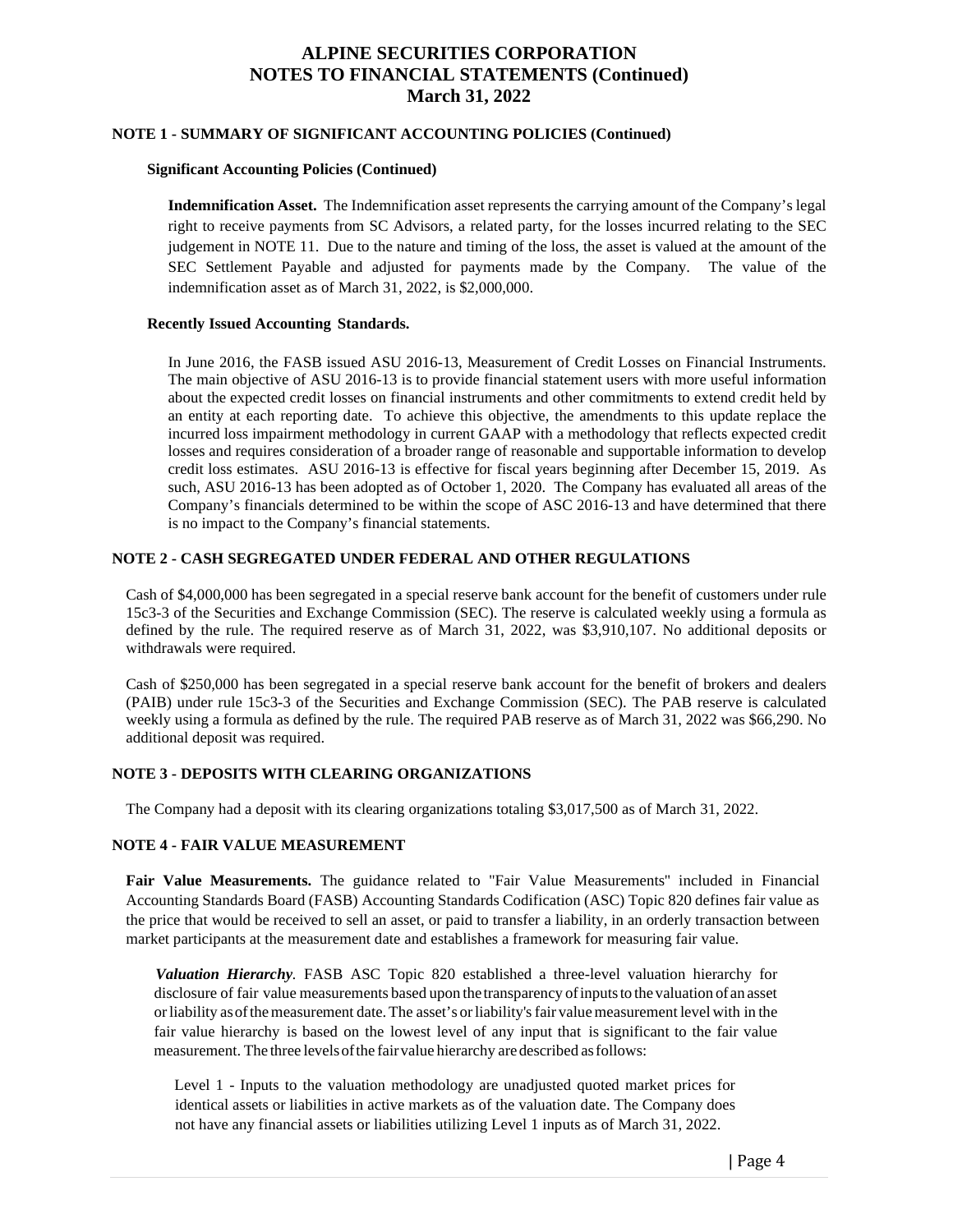# ALPINE SECURITIES CORPORATION
# NOTES TO FINANCIAL STATEMENTS (Continued)
# March 31, 2022

## NOTE 1 - SUMMARY OF SIGNIFICANT ACCOUNTING POLICIES (Continued)

### Significant Accounting Policies (Continued)

**Indemnification Asset.** The Indemnification asset represents the carrying amount of the Company's legal right to receive payments from SC Advisors, a related party, for the losses incurred relating to the SEC judgement in NOTE 11. Due to the nature and timing of the loss, the asset is valued at the amount of the SEC Settlement Payable and adjusted for payments made by the Company. The value of the indemnification asset as of March 31, 2022, is $2,000,000.

### Recently Issued Accounting Standards.

In June 2016, the FASB issued ASU 2016-13, Measurement of Credit Losses on Financial Instruments. The main objective of ASU 2016-13 is to provide financial statement users with more useful information about the expected credit losses on financial instruments and other commitments to extend credit held by an entity at each reporting date. To achieve this objective, the amendments to this update replace the incurred loss impairment methodology in current GAAP with a methodology that reflects expected credit losses and requires consideration of a broader range of reasonable and supportable information to develop credit loss estimates. ASU 2016-13 is effective for fiscal years beginning after December 15, 2019. As such, ASU 2016-13 has been adopted as of October 1, 2020. The Company has evaluated all areas of the Company's financials determined to be within the scope of ASC 2016-13 and have determined that there is no impact to the Company's financial statements.

## NOTE 2 - CASH SEGREGATED UNDER FEDERAL AND OTHER REGULATIONS

Cash of $4,000,000 has been segregated in a special reserve bank account for the benefit of customers under rule 15c3-3 of the Securities and Exchange Commission (SEC). The reserve is calculated weekly using a formula as defined by the rule. The required reserve as of March 31, 2022, was $3,910,107. No additional deposits or withdrawals were required.

Cash of $250,000 has been segregated in a special reserve bank account for the benefit of brokers and dealers (PAIB) under rule 15c3-3 of the Securities and Exchange Commission (SEC). The PAB reserve is calculated weekly using a formula as defined by the rule. The required PAB reserve as of March 31, 2022 was $66,290. No additional deposit was required.

## NOTE 3 - DEPOSITS WITH CLEARING ORGANIZATIONS

The Company had a deposit with its clearing organizations totaling $3,017,500 as of March 31, 2022.

## NOTE 4 - FAIR VALUE MEASUREMENT

**Fair Value Measurements.** The guidance related to "Fair Value Measurements" included in Financial Accounting Standards Board (FASB) Accounting Standards Codification (ASC) Topic 820 defines fair value as the price that would be received to sell an asset, or paid to transfer a liability, in an orderly transaction between market participants at the measurement date and establishes a framework for measuring fair value.

***Valuation Hierarchy*.** FASB ASC Topic 820 established a three-level valuation hierarchy for disclosure of fair value measurements based upon the transparency of inputs to the valuation of an asset or liability as of the measurement date. The asset's or liability's fair value measurement level with in the fair value hierarchy is based on the lowest level of any input that is significant to the fair value measurement. The three levels of the fair value hierarchy are described as follows:

Level 1 - Inputs to the valuation methodology are unadjusted quoted market prices for identical assets or liabilities in active markets as of the valuation date. The Company does not have any financial assets or liabilities utilizing Level 1 inputs as of March 31, 2022.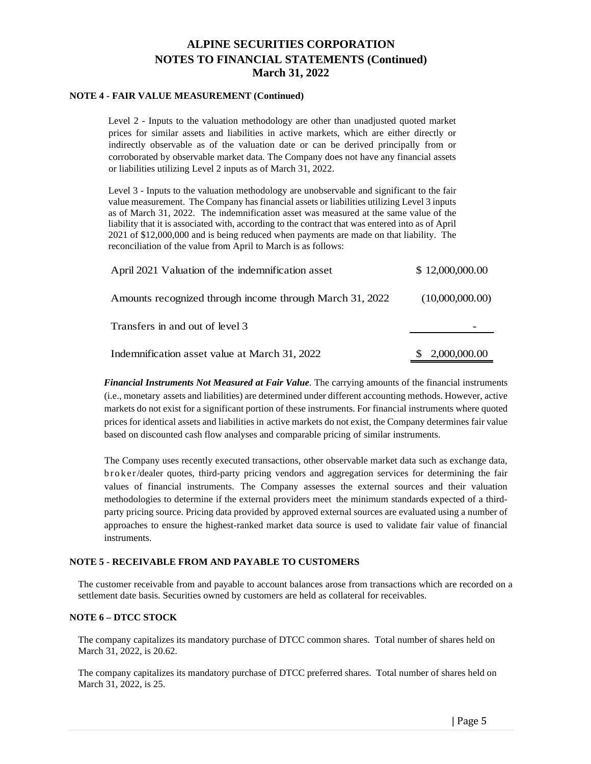# ALPINE SECURITIES CORPORATION
# NOTES TO FINANCIAL STATEMENTS (Continued)
# March 31, 2022

## NOTE 4 - FAIR VALUE MEASUREMENT (Continued)

Level 2 - Inputs to the valuation methodology are other than unadjusted quoted market prices for similar assets and liabilities in active markets, which are either directly or indirectly observable as of the valuation date or can be derived principally from or corroborated by observable market data. The Company does not have any financial assets or liabilities utilizing Level 2 inputs as of March 31, 2022.

Level 3 - Inputs to the valuation methodology are unobservable and significant to the fair value measurement. The Company has financial assets or liabilities utilizing Level 3 inputs as of March 31, 2022. The indemnification asset was measured at the same value of the liability that it is associated with, according to the contract that was entered into as of April 2021 of $12,000,000 and is being reduced when payments are made on that liability. The reconciliation of the value from April to March is as follows:

| | |
|---|---|
| April 2021 Valuation of the indemnification asset | $ 12,000,000.00 |
| Amounts recognized through income through March 31, 2022 | (10,000,000.00) |
| Transfers in and out of level 3 | - |
| Indemnification asset value at March 31, 2022 | $ 2,000,000.00 |

***Financial Instruments Not Measured at Fair Value***. The carrying amounts of the financial instruments (i.e., monetary assets and liabilities) are determined under different accounting methods. However, active markets do not exist for a significant portion of these instruments. For financial instruments where quoted prices for identical assets and liabilities in active markets do not exist, the Company determines fair value based on discounted cash flow analyses and comparable pricing of similar instruments.

The Company uses recently executed transactions, other observable market data such as exchange data, broker/dealer quotes, third-party pricing vendors and aggregation services for determining the fair values of financial instruments. The Company assesses the external sources and their valuation methodologies to determine if the external providers meet the minimum standards expected of a third-party pricing source. Pricing data provided by approved external sources are evaluated using a number of approaches to ensure the highest-ranked market data source is used to validate fair value of financial instruments.

## NOTE 5 - RECEIVABLE FROM AND PAYABLE TO CUSTOMERS

The customer receivable from and payable to account balances arose from transactions which are recorded on a settlement date basis. Securities owned by customers are held as collateral for receivables.

## NOTE 6 – DTCC STOCK

The company capitalizes its mandatory purchase of DTCC common shares. Total number of shares held on March 31, 2022, is 20.62.

The company capitalizes its mandatory purchase of DTCC preferred shares. Total number of shares held on March 31, 2022, is 25.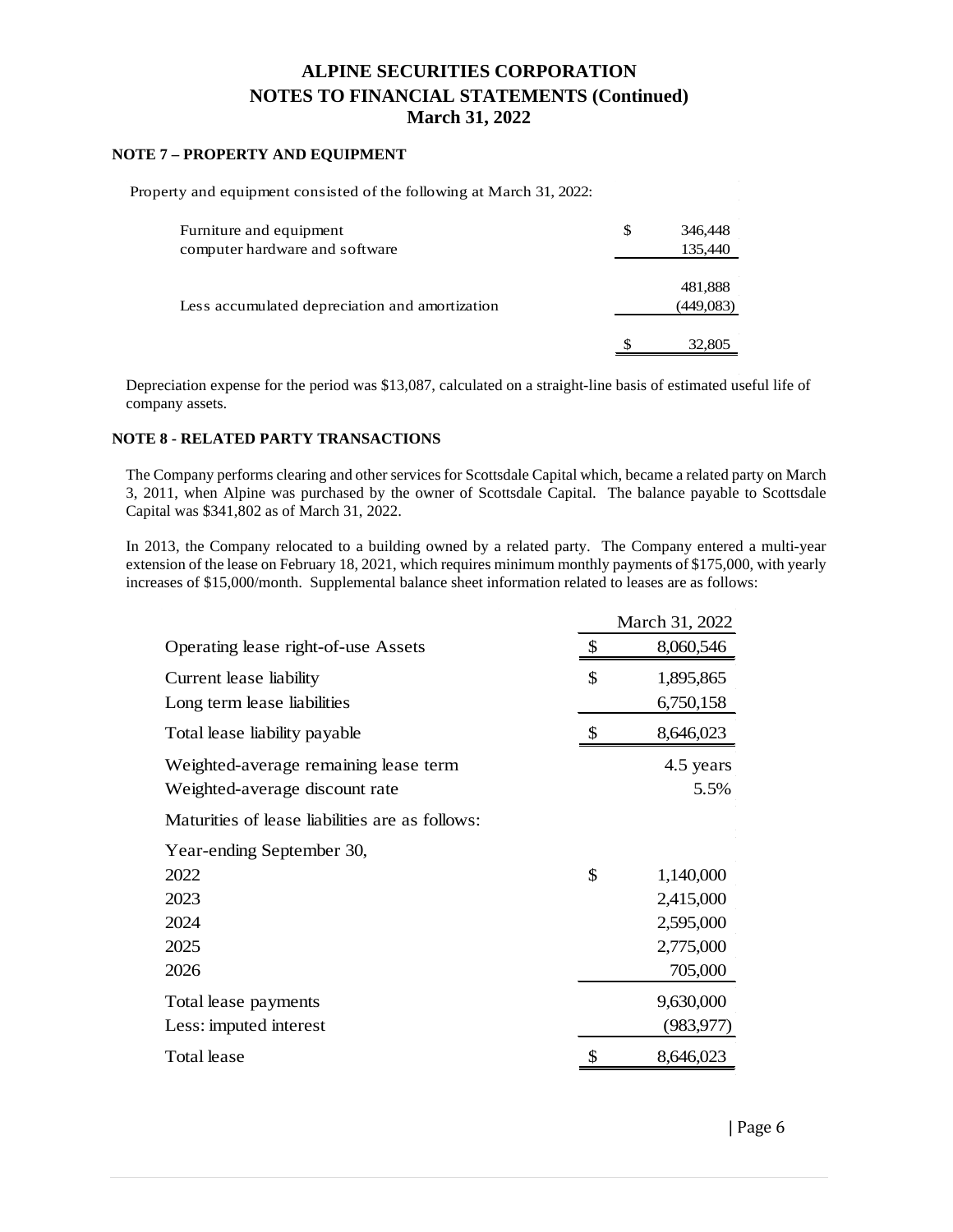# ALPINE SECURITIES CORPORATION
## NOTES TO FINANCIAL STATEMENTS (Continued)
### March 31, 2022

**NOTE 7 – PROPERTY AND EQUIPMENT**

Property and equipment consisted of the following at March 31, 2022:

| | |
|---|---|
| Furniture and equipment | $ 346,448 |
| computer hardware and software | 135,440 |
| | 481,888 |
| Less accumulated depreciation and amortization | (449,083) |
| | $ 32,805 |

Depreciation expense for the period was $13,087, calculated on a straight-line basis of estimated useful life of company assets.

**NOTE 8 - RELATED PARTY TRANSACTIONS**

The Company performs clearing and other services for Scottsdale Capital which, became a related party on March 3, 2011, when Alpine was purchased by the owner of Scottsdale Capital. The balance payable to Scottsdale Capital was $341,802 as of March 31, 2022.

In 2013, the Company relocated to a building owned by a related party. The Company entered a multi-year extension of the lease on February 18, 2021, which requires minimum monthly payments of $175,000, with yearly increases of $15,000/month. Supplemental balance sheet information related to leases are as follows:

| | March 31, 2022 |
|---|---|
| Operating lease right-of-use Assets | $ 8,060,546 |
| Current lease liability | $ 1,895,865 |
| Long term lease liabilities | 6,750,158 |
| Total lease liability payable | $ 8,646,023 |
| Weighted-average remaining lease term | 4.5 years |
| Weighted-average discount rate | 5.5% |
| Maturities of lease liabilities are as follows: | |
| Year-ending September 30, | |
| 2022 | $ 1,140,000 |
| 2023 | 2,415,000 |
| 2024 | 2,595,000 |
| 2025 | 2,775,000 |
| 2026 | 705,000 |
| Total lease payments | 9,630,000 |
| Less: imputed interest | (983,977) |
| Total lease | $ 8,646,023 |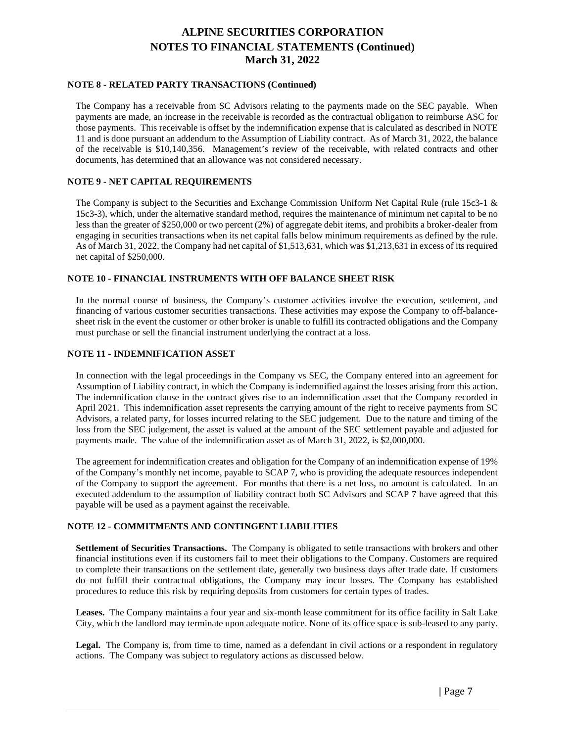### NOTE 8 - RELATED PARTY TRANSACTIONS (Continued)

The Company has a receivable from SC Advisors relating to the payments made on the SEC payable. When payments are made, an increase in the receivable is recorded as the contractual obligation to reimburse ASC for those payments. This receivable is offset by the indemnification expense that is calculated as described in NOTE 11 and is done pursuant an addendum to the Assumption of Liability contract. As of March 31, 2022, the balance of the receivable is $10,140,356. Management's review of the receivable, with related contracts and other documents, has determined that an allowance was not considered necessary.

### NOTE 9 - NET CAPITAL REQUIREMENTS

The Company is subject to the Securities and Exchange Commission Uniform Net Capital Rule (rule 15c3-1 & 15c3-3), which, under the alternative standard method, requires the maintenance of minimum net capital to be no less than the greater of $250,000 or two percent (2%) of aggregate debit items, and prohibits a broker-dealer from engaging in securities transactions when its net capital falls below minimum requirements as defined by the rule. As of March 31, 2022, the Company had net capital of $1,513,631, which was $1,213,631 in excess of its required net capital of $250,000.

### NOTE 10 - FINANCIAL INSTRUMENTS WITH OFF BALANCE SHEET RISK

In the normal course of business, the Company's customer activities involve the execution, settlement, and financing of various customer securities transactions. These activities may expose the Company to off-balance-sheet risk in the event the customer or other broker is unable to fulfill its contracted obligations and the Company must purchase or sell the financial instrument underlying the contract at a loss.

### NOTE 11 - INDEMNIFICATION ASSET

In connection with the legal proceedings in the Company vs SEC, the Company entered into an agreement for Assumption of Liability contract, in which the Company is indemnified against the losses arising from this action. The indemnification clause in the contract gives rise to an indemnification asset that the Company recorded in April 2021. This indemnification asset represents the carrying amount of the right to receive payments from SC Advisors, a related party, for losses incurred relating to the SEC judgement. Due to the nature and timing of the loss from the SEC judgement, the asset is valued at the amount of the SEC settlement payable and adjusted for payments made. The value of the indemnification asset as of March 31, 2022, is $2,000,000.

The agreement for indemnification creates and obligation for the Company of an indemnification expense of 19% of the Company's monthly net income, payable to SCAP 7, who is providing the adequate resources independent of the Company to support the agreement. For months that there is a net loss, no amount is calculated. In an executed addendum to the assumption of liability contract both SC Advisors and SCAP 7 have agreed that this payable will be used as a payment against the receivable.

### NOTE 12 - COMMITMENTS AND CONTINGENT LIABILITIES

**Settlement of Securities Transactions.** The Company is obligated to settle transactions with brokers and other financial institutions even if its customers fail to meet their obligations to the Company. Customers are required to complete their transactions on the settlement date, generally two business days after trade date. If customers do not fulfill their contractual obligations, the Company may incur losses. The Company has established procedures to reduce this risk by requiring deposits from customers for certain types of trades.

**Leases.** The Company maintains a four year and six-month lease commitment for its office facility in Salt Lake City, which the landlord may terminate upon adequate notice. None of its office space is sub-leased to any party.

**Legal.** The Company is, from time to time, named as a defendant in civil actions or a respondent in regulatory actions. The Company was subject to regulatory actions as discussed below.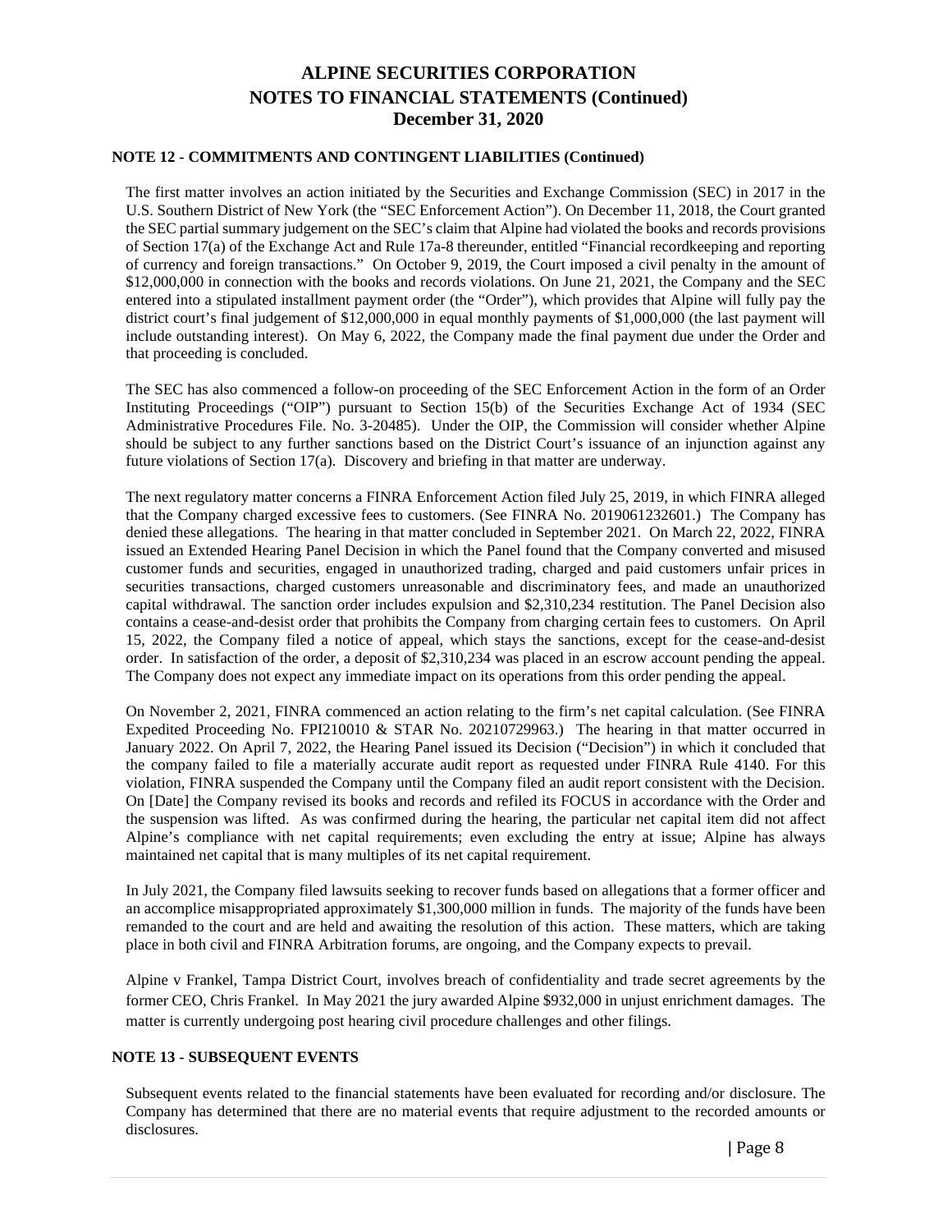## NOTE 12 - COMMITMENTS AND CONTINGENT LIABILITIES (Continued)

The first matter involves an action initiated by the Securities and Exchange Commission (SEC) in 2017 in the U.S. Southern District of New York (the "SEC Enforcement Action"). On December 11, 2018, the Court granted the SEC partial summary judgement on the SEC's claim that Alpine had violated the books and records provisions of Section 17(a) of the Exchange Act and Rule 17a-8 thereunder, entitled "Financial recordkeeping and reporting of currency and foreign transactions." On October 9, 2019, the Court imposed a civil penalty in the amount of $12,000,000 in connection with the books and records violations. On June 21, 2021, the Company and the SEC entered into a stipulated installment payment order (the "Order"), which provides that Alpine will fully pay the district court's final judgement of $12,000,000 in equal monthly payments of $1,000,000 (the last payment will include outstanding interest). On May 6, 2022, the Company made the final payment due under the Order and that proceeding is concluded.

The SEC has also commenced a follow-on proceeding of the SEC Enforcement Action in the form of an Order Instituting Proceedings ("OIP") pursuant to Section 15(b) of the Securities Exchange Act of 1934 (SEC Administrative Procedures File. No. 3-20485). Under the OIP, the Commission will consider whether Alpine should be subject to any further sanctions based on the District Court's issuance of an injunction against any future violations of Section 17(a). Discovery and briefing in that matter are underway.

The next regulatory matter concerns a FINRA Enforcement Action filed July 25, 2019, in which FINRA alleged that the Company charged excessive fees to customers. (See FINRA No. 2019061232601.) The Company has denied these allegations. The hearing in that matter concluded in September 2021. On March 22, 2022, FINRA issued an Extended Hearing Panel Decision in which the Panel found that the Company converted and misused customer funds and securities, engaged in unauthorized trading, charged and paid customers unfair prices in securities transactions, charged customers unreasonable and discriminatory fees, and made an unauthorized capital withdrawal. The sanction order includes expulsion and $2,310,234 restitution. The Panel Decision also contains a cease-and-desist order that prohibits the Company from charging certain fees to customers. On April 15, 2022, the Company filed a notice of appeal, which stays the sanctions, except for the cease-and-desist order. In satisfaction of the order, a deposit of $2,310,234 was placed in an escrow account pending the appeal. The Company does not expect any immediate impact on its operations from this order pending the appeal.

On November 2, 2021, FINRA commenced an action relating to the firm's net capital calculation. (See FINRA Expedited Proceeding No. FPI210010 & STAR No. 20210729963.) The hearing in that matter occurred in January 2022. On April 7, 2022, the Hearing Panel issued its Decision ("Decision") in which it concluded that the company failed to file a materially accurate audit report as requested under FINRA Rule 4140. For this violation, FINRA suspended the Company until the Company filed an audit report consistent with the Decision. On [Date] the Company revised its books and records and refiled its FOCUS in accordance with the Order and the suspension was lifted. As was confirmed during the hearing, the particular net capital item did not affect Alpine's compliance with net capital requirements; even excluding the entry at issue; Alpine has always maintained net capital that is many multiples of its net capital requirement.

In July 2021, the Company filed lawsuits seeking to recover funds based on allegations that a former officer and an accomplice misappropriated approximately $1,300,000 million in funds. The majority of the funds have been remanded to the court and are held and awaiting the resolution of this action. These matters, which are taking place in both civil and FINRA Arbitration forums, are ongoing, and the Company expects to prevail.

Alpine v Frankel, Tampa District Court, involves breach of confidentiality and trade secret agreements by the former CEO, Chris Frankel. In May 2021 the jury awarded Alpine $932,000 in unjust enrichment damages. The matter is currently undergoing post hearing civil procedure challenges and other filings.

## NOTE 13 - SUBSEQUENT EVENTS

Subsequent events related to the financial statements have been evaluated for recording and/or disclosure. The Company has determined that there are no material events that require adjustment to the recorded amounts or disclosures.